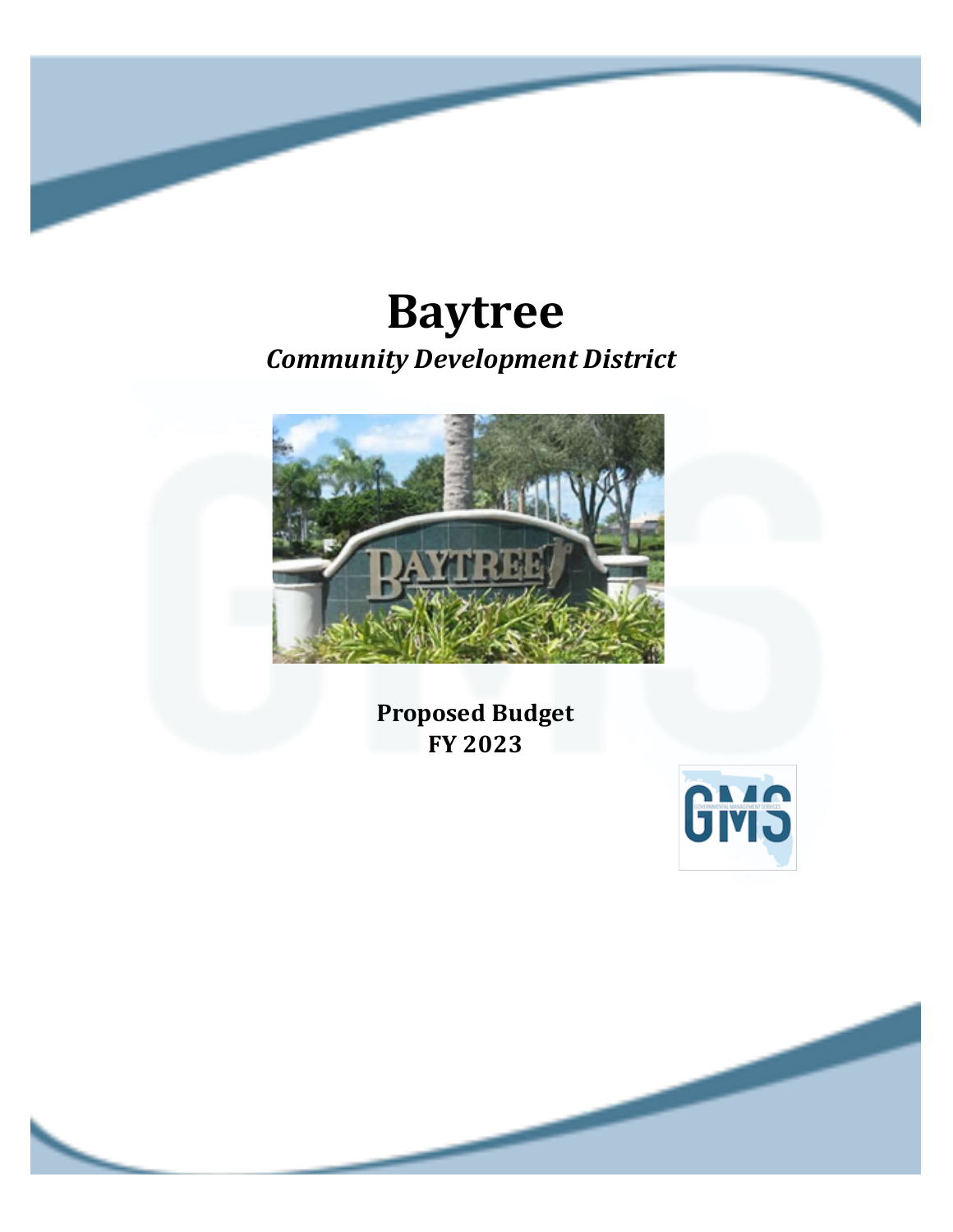# Baytree

## *Community Development District*

**Proposed Budget**
**FY 2023**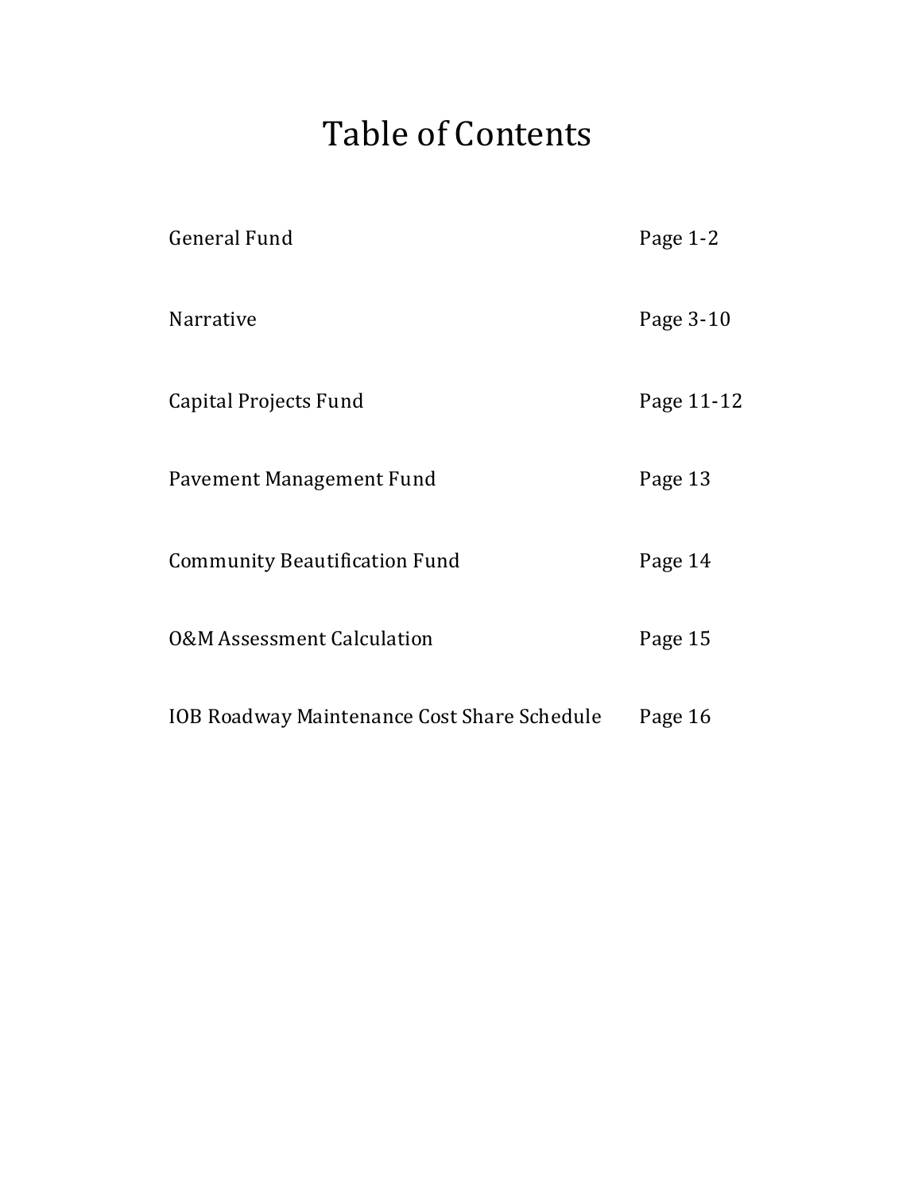# Table of Contents

| | |
|---|---|
| General Fund | Page 1-2 |
| Narrative | Page 3-10 |
| Capital Projects Fund | Page 11-12 |
| Pavement Management Fund | Page 13 |
| Community Beautification Fund | Page 14 |
| O&M Assessment Calculation | Page 15 |
| IOB Roadway Maintenance Cost Share Schedule | Page 16 |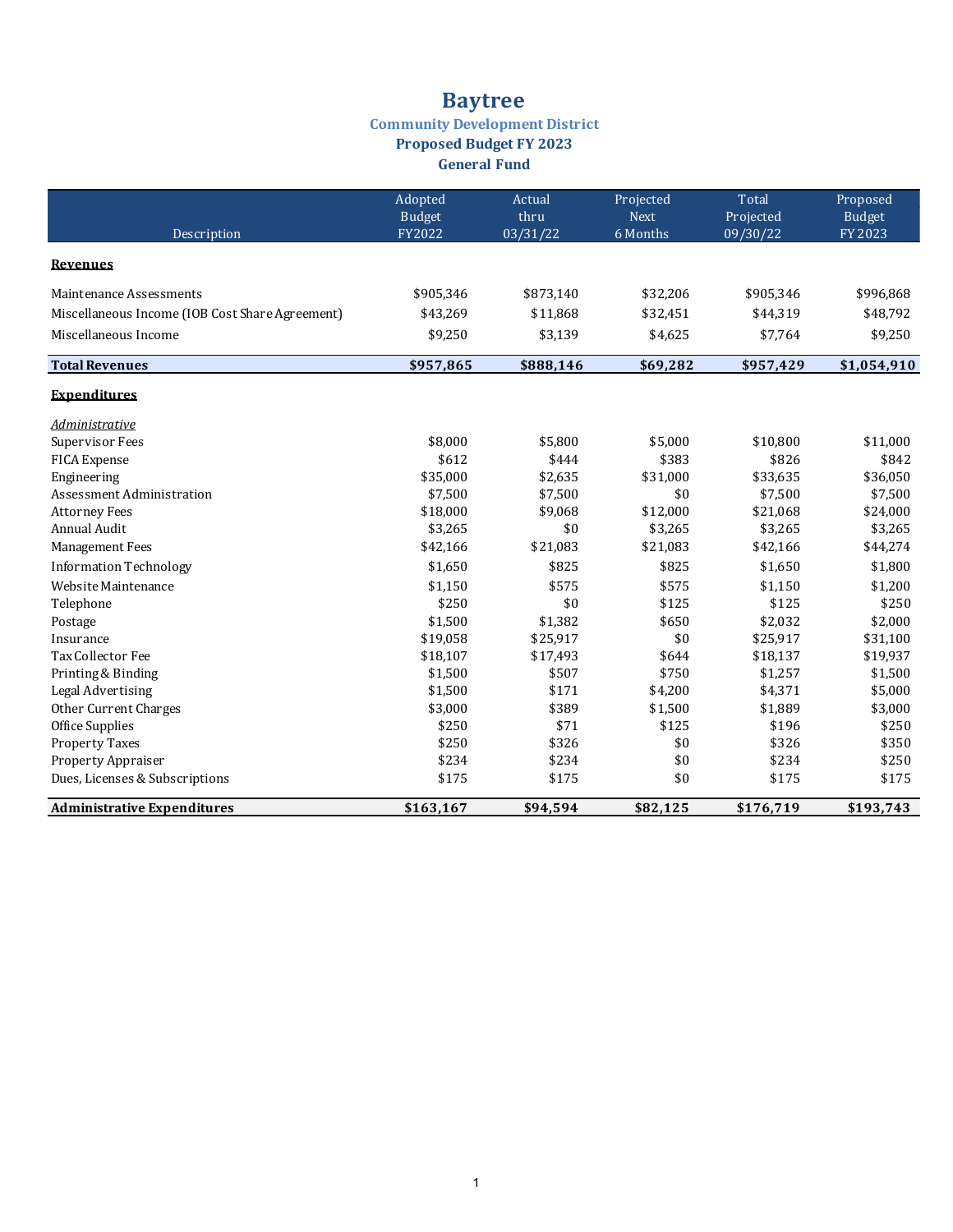# Baytree

## Community Development District

### Proposed Budget FY 2023

### General Fund

| Description | Adopted Budget FY2022 | Actual thru 03/31/22 | Projected Next 6 Months | Total Projected 09/30/22 | Proposed Budget FY 2023 |
|---|---|---|---|---|---|
| **Revenues** | | | | | |
| Maintenance Assessments | $905,346 | $873,140 | $32,206 | $905,346 | $996,868 |
| Miscellaneous Income (IOB Cost Share Agreement) | $43,269 | $11,868 | $32,451 | $44,319 | $48,792 |
| Miscellaneous Income | $9,250 | $3,139 | $4,625 | $7,764 | $9,250 |
| **Total Revenues** | **$957,865** | **$888,146** | **$69,282** | **$957,429** | **$1,054,910** |
| **Expenditures** | | | | | |
| *Administrative* | | | | | |
| Supervisor Fees | $8,000 | $5,800 | $5,000 | $10,800 | $11,000 |
| FICA Expense | $612 | $444 | $383 | $826 | $842 |
| Engineering | $35,000 | $2,635 | $31,000 | $33,635 | $36,050 |
| Assessment Administration | $7,500 | $7,500 | $0 | $7,500 | $7,500 |
| Attorney Fees | $18,000 | $9,068 | $12,000 | $21,068 | $24,000 |
| Annual Audit | $3,265 | $0 | $3,265 | $3,265 | $3,265 |
| Management Fees | $42,166 | $21,083 | $21,083 | $42,166 | $44,274 |
| Information Technology | $1,650 | $825 | $825 | $1,650 | $1,800 |
| Website Maintenance | $1,150 | $575 | $575 | $1,150 | $1,200 |
| Telephone | $250 | $0 | $125 | $125 | $250 |
| Postage | $1,500 | $1,382 | $650 | $2,032 | $2,000 |
| Insurance | $19,058 | $25,917 | $0 | $25,917 | $31,100 |
| Tax Collector Fee | $18,107 | $17,493 | $644 | $18,137 | $19,937 |
| Printing & Binding | $1,500 | $507 | $750 | $1,257 | $1,500 |
| Legal Advertising | $1,500 | $171 | $4,200 | $4,371 | $5,000 |
| Other Current Charges | $3,000 | $389 | $1,500 | $1,889 | $3,000 |
| Office Supplies | $250 | $71 | $125 | $196 | $250 |
| Property Taxes | $250 | $326 | $0 | $326 | $350 |
| Property Appraiser | $234 | $234 | $0 | $234 | $250 |
| Dues, Licenses & Subscriptions | $175 | $175 | $0 | $175 | $175 |
| **Administrative Expenditures** | **$163,167** | **$94,594** | **$82,125** | **$176,719** | **$193,743** |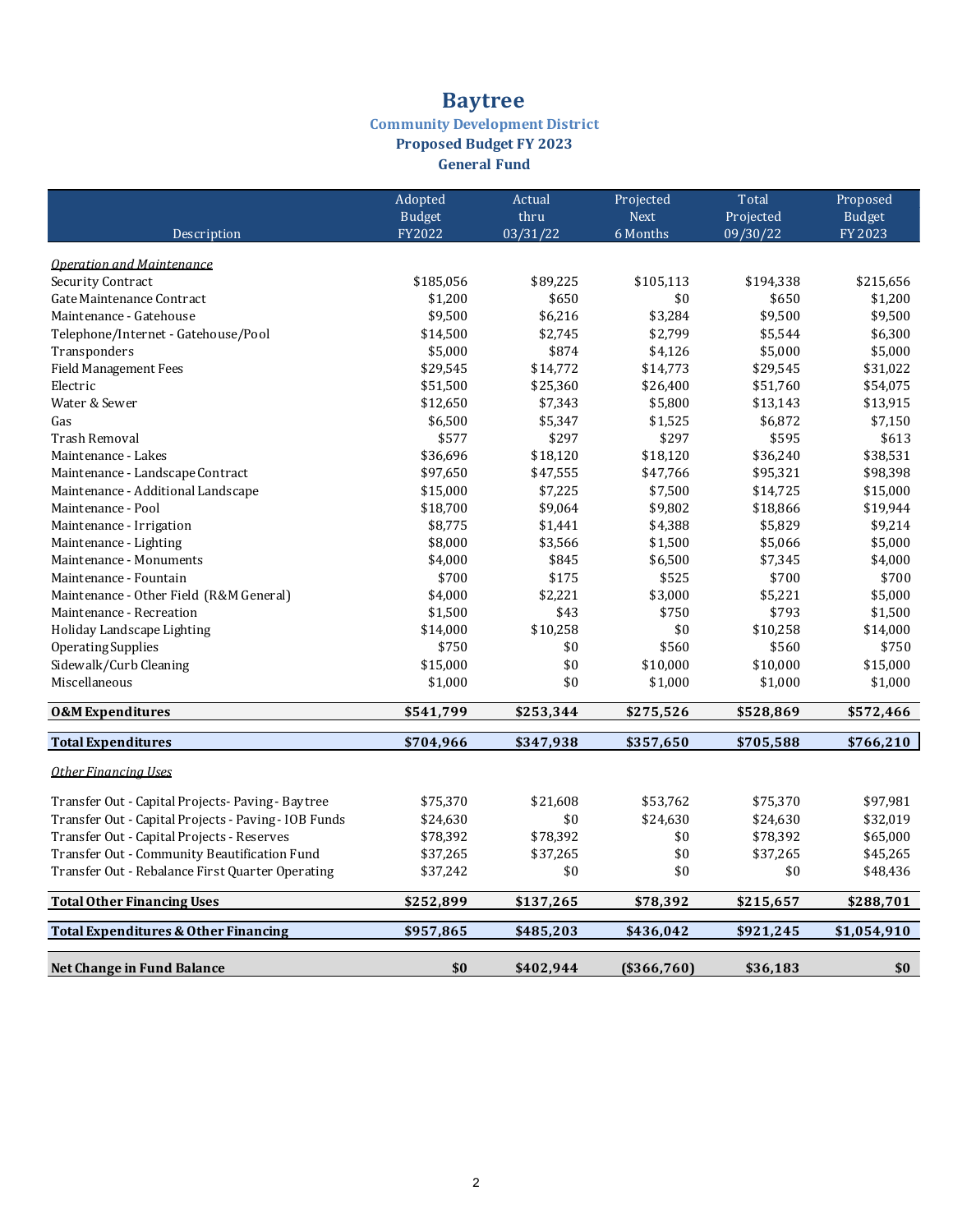# Baytree

## Community Development District

### Proposed Budget FY 2023

### General Fund

| Description | Adopted Budget FY2022 | Actual thru 03/31/22 | Projected Next 6 Months | Total Projected 09/30/22 | Proposed Budget FY 2023 |
|---|---|---|---|---|---|
| *Operation and Maintenance* | | | | | |
| Security Contract | $185,056 | $89,225 | $105,113 | $194,338 | $215,656 |
| Gate Maintenance Contract | $1,200 | $650 | $0 | $650 | $1,200 |
| Maintenance - Gatehouse | $9,500 | $6,216 | $3,284 | $9,500 | $9,500 |
| Telephone/Internet - Gatehouse/Pool | $14,500 | $2,745 | $2,799 | $5,544 | $6,300 |
| Transponders | $5,000 | $874 | $4,126 | $5,000 | $5,000 |
| Field Management Fees | $29,545 | $14,772 | $14,773 | $29,545 | $31,022 |
| Electric | $51,500 | $25,360 | $26,400 | $51,760 | $54,075 |
| Water & Sewer | $12,650 | $7,343 | $5,800 | $13,143 | $13,915 |
| Gas | $6,500 | $5,347 | $1,525 | $6,872 | $7,150 |
| Trash Removal | $577 | $297 | $297 | $595 | $613 |
| Maintenance - Lakes | $36,696 | $18,120 | $18,120 | $36,240 | $38,531 |
| Maintenance - Landscape Contract | $97,650 | $47,555 | $47,766 | $95,321 | $98,398 |
| Maintenance - Additional Landscape | $15,000 | $7,225 | $7,500 | $14,725 | $15,000 |
| Maintenance - Pool | $18,700 | $9,064 | $9,802 | $18,866 | $19,944 |
| Maintenance - Irrigation | $8,775 | $1,441 | $4,388 | $5,829 | $9,214 |
| Maintenance - Lighting | $8,000 | $3,566 | $1,500 | $5,066 | $5,000 |
| Maintenance - Monuments | $4,000 | $845 | $6,500 | $7,345 | $4,000 |
| Maintenance - Fountain | $700 | $175 | $525 | $700 | $700 |
| Maintenance - Other Field (R&M General) | $4,000 | $2,221 | $3,000 | $5,221 | $5,000 |
| Maintenance - Recreation | $1,500 | $43 | $750 | $793 | $1,500 |
| Holiday Landscape Lighting | $14,000 | $10,258 | $0 | $10,258 | $14,000 |
| Operating Supplies | $750 | $0 | $560 | $560 | $750 |
| Sidewalk/Curb Cleaning | $15,000 | $0 | $10,000 | $10,000 | $15,000 |
| Miscellaneous | $1,000 | $0 | $1,000 | $1,000 | $1,000 |
| **O&M Expenditures** | **$541,799** | **$253,344** | **$275,526** | **$528,869** | **$572,466** |
| **Total Expenditures** | **$704,966** | **$347,938** | **$357,650** | **$705,588** | **$766,210** |
| *Other Financing Uses* | | | | | |
| Transfer Out - Capital Projects- Paving - Baytree | $75,370 | $21,608 | $53,762 | $75,370 | $97,981 |
| Transfer Out - Capital Projects - Paving - IOB Funds | $24,630 | $0 | $24,630 | $24,630 | $32,019 |
| Transfer Out - Capital Projects - Reserves | $78,392 | $78,392 | $0 | $78,392 | $65,000 |
| Transfer Out - Community Beautification Fund | $37,265 | $37,265 | $0 | $37,265 | $45,265 |
| Transfer Out - Rebalance First Quarter Operating | $37,242 | $0 | $0 | $0 | $48,436 |
| **Total Other Financing Uses** | **$252,899** | **$137,265** | **$78,392** | **$215,657** | **$288,701** |
| **Total Expenditures & Other Financing** | **$957,865** | **$485,203** | **$436,042** | **$921,245** | **$1,054,910** |
| **Net Change in Fund Balance** | **$0** | **$402,944** | **($366,760)** | **$36,183** | **$0** |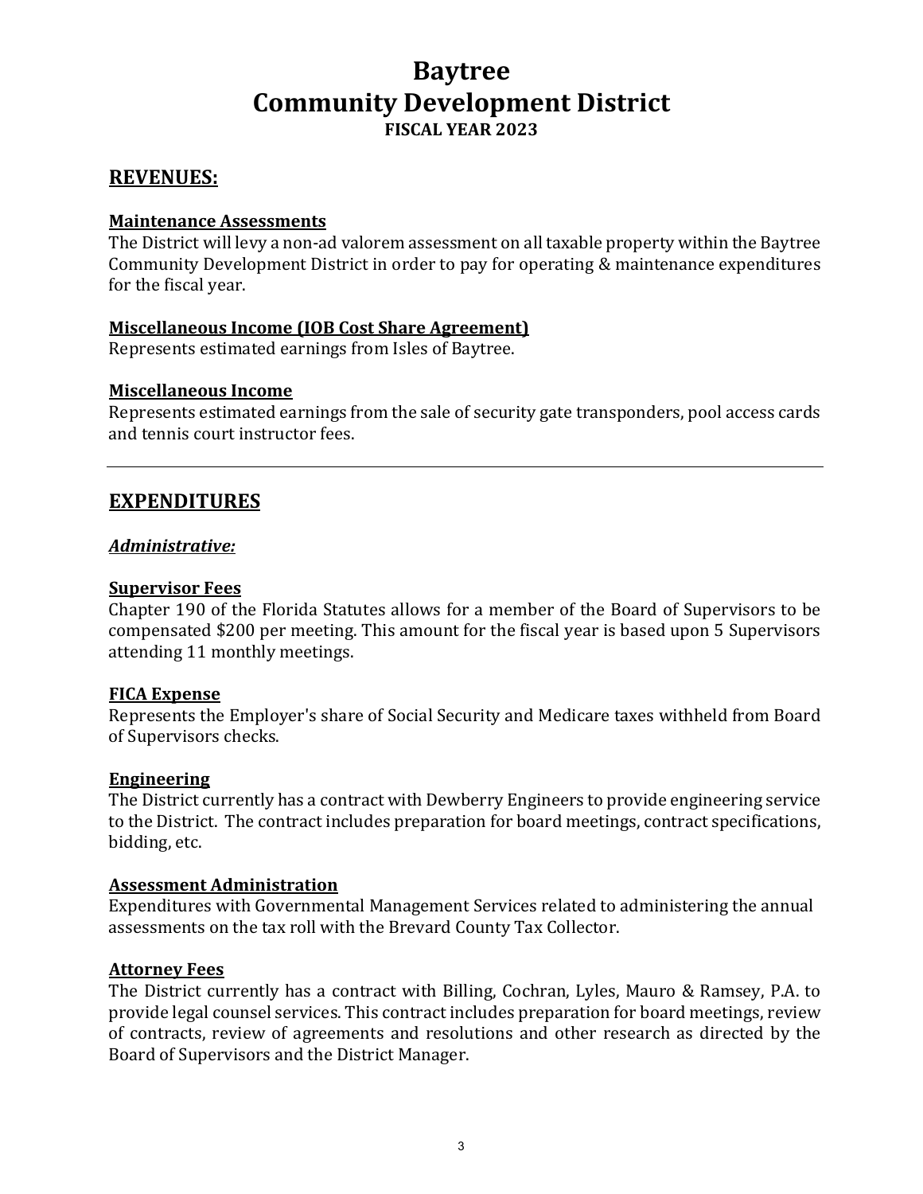# Baytree
# Community Development District
### FISCAL YEAR 2023

## REVENUES:

**Maintenance Assessments**
The District will levy a non-ad valorem assessment on all taxable property within the Baytree Community Development District in order to pay for operating & maintenance expenditures for the fiscal year.

**Miscellaneous Income (IOB Cost Share Agreement)**
Represents estimated earnings from Isles of Baytree.

**Miscellaneous Income**
Represents estimated earnings from the sale of security gate transponders, pool access cards and tennis court instructor fees.

---

## EXPENDITURES

***Administrative:***

**Supervisor Fees**
Chapter 190 of the Florida Statutes allows for a member of the Board of Supervisors to be compensated $200 per meeting. This amount for the fiscal year is based upon 5 Supervisors attending 11 monthly meetings.

**FICA Expense**
Represents the Employer's share of Social Security and Medicare taxes withheld from Board of Supervisors checks.

**Engineering**
The District currently has a contract with Dewberry Engineers to provide engineering service to the District. The contract includes preparation for board meetings, contract specifications, bidding, etc.

**Assessment Administration**
Expenditures with Governmental Management Services related to administering the annual assessments on the tax roll with the Brevard County Tax Collector.

**Attorney Fees**
The District currently has a contract with Billing, Cochran, Lyles, Mauro & Ramsey, P.A. to provide legal counsel services. This contract includes preparation for board meetings, review of contracts, review of agreements and resolutions and other research as directed by the Board of Supervisors and the District Manager.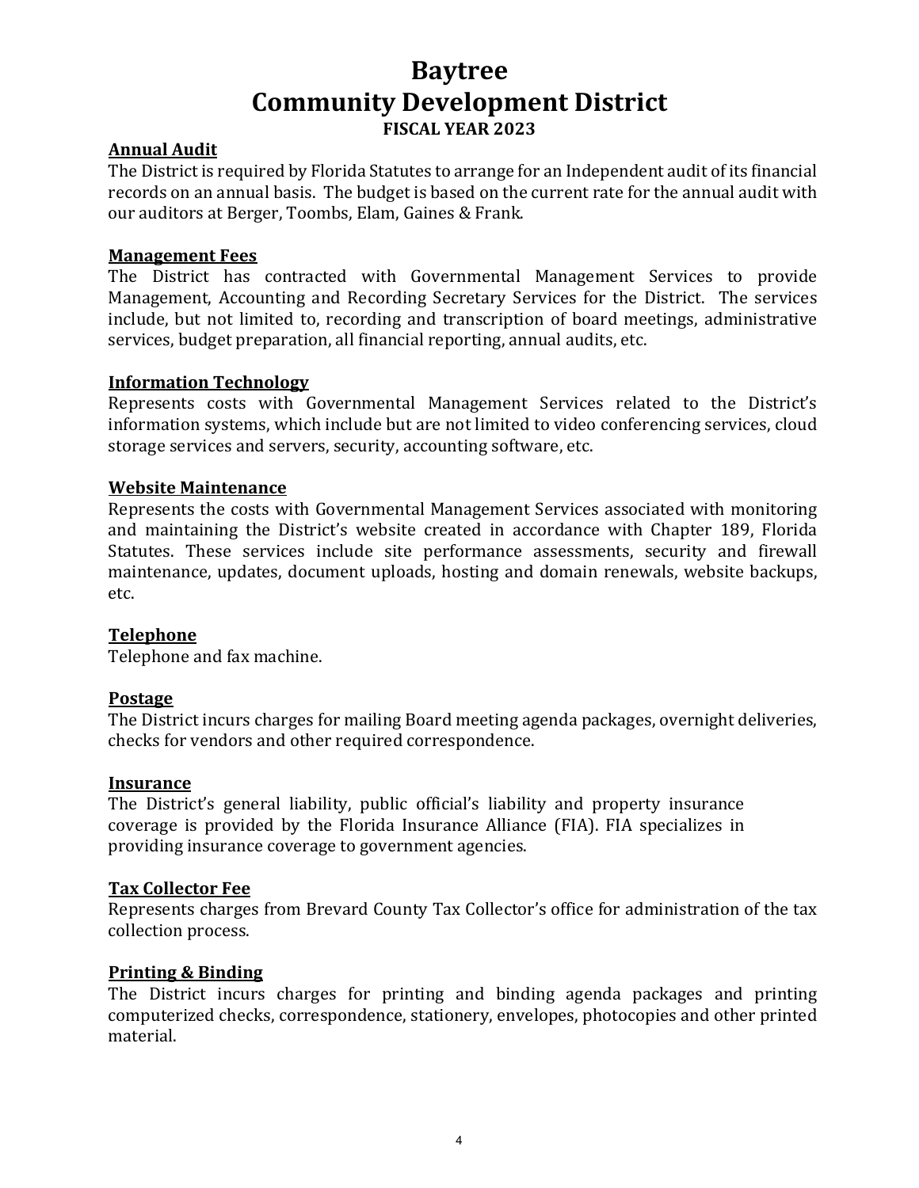# Baytree
# Community Development District

**FISCAL YEAR 2023**

**Annual Audit**

The District is required by Florida Statutes to arrange for an Independent audit of its financial records on an annual basis. The budget is based on the current rate for the annual audit with our auditors at Berger, Toombs, Elam, Gaines & Frank.

**Management Fees**

The District has contracted with Governmental Management Services to provide Management, Accounting and Recording Secretary Services for the District. The services include, but not limited to, recording and transcription of board meetings, administrative services, budget preparation, all financial reporting, annual audits, etc.

**Information Technology**

Represents costs with Governmental Management Services related to the District's information systems, which include but are not limited to video conferencing services, cloud storage services and servers, security, accounting software, etc.

**Website Maintenance**

Represents the costs with Governmental Management Services associated with monitoring and maintaining the District's website created in accordance with Chapter 189, Florida Statutes. These services include site performance assessments, security and firewall maintenance, updates, document uploads, hosting and domain renewals, website backups, etc.

**Telephone**

Telephone and fax machine.

**Postage**

The District incurs charges for mailing Board meeting agenda packages, overnight deliveries, checks for vendors and other required correspondence.

**Insurance**

The District's general liability, public official's liability and property insurance coverage is provided by the Florida Insurance Alliance (FIA). FIA specializes in providing insurance coverage to government agencies.

**Tax Collector Fee**

Represents charges from Brevard County Tax Collector's office for administration of the tax collection process.

**Printing & Binding**

The District incurs charges for printing and binding agenda packages and printing computerized checks, correspondence, stationery, envelopes, photocopies and other printed material.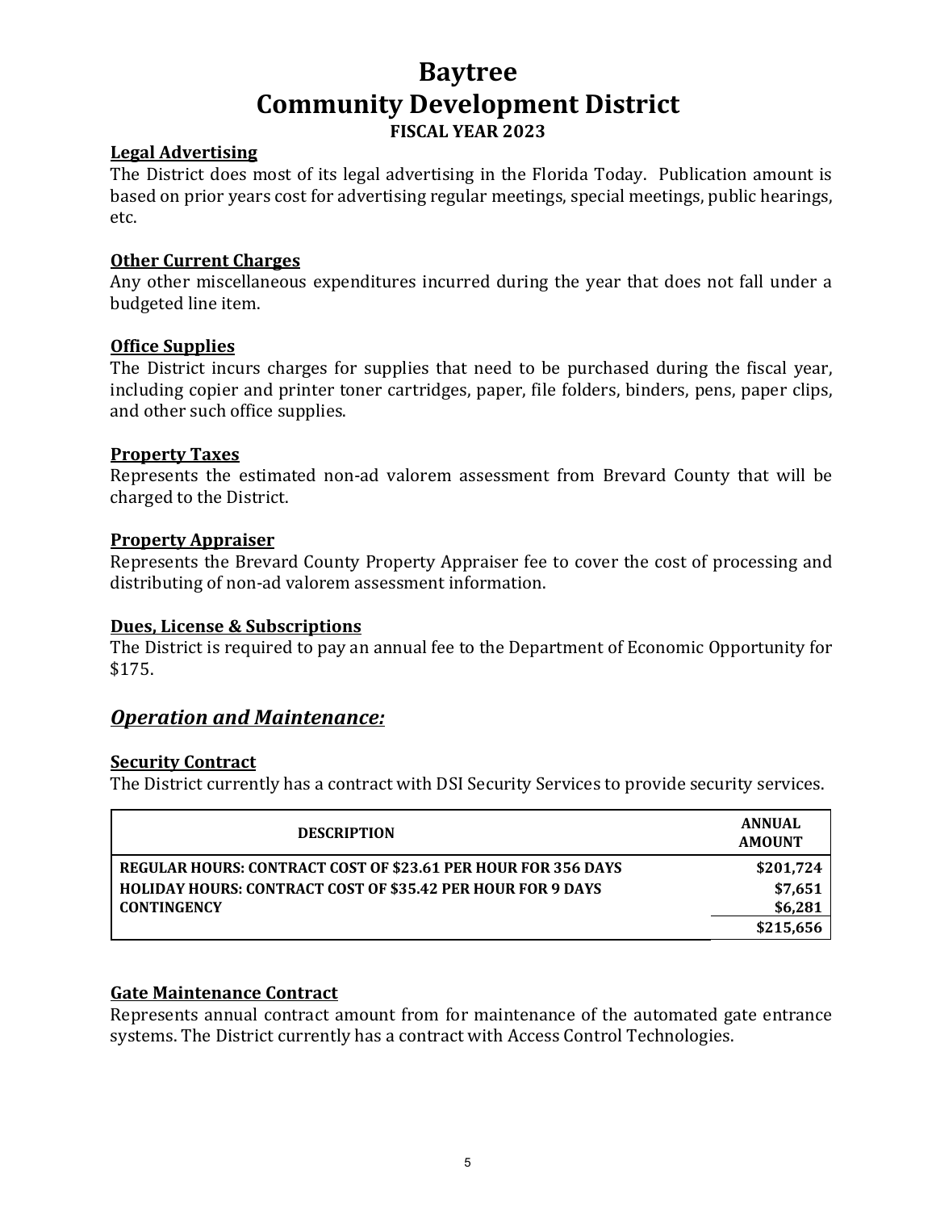# Baytree
# Community Development District
### FISCAL YEAR 2023

**Legal Advertising**
The District does most of its legal advertising in the Florida Today. Publication amount is based on prior years cost for advertising regular meetings, special meetings, public hearings, etc.

**Other Current Charges**
Any other miscellaneous expenditures incurred during the year that does not fall under a budgeted line item.

**Office Supplies**
The District incurs charges for supplies that need to be purchased during the fiscal year, including copier and printer toner cartridges, paper, file folders, binders, pens, paper clips, and other such office supplies.

**Property Taxes**
Represents the estimated non-ad valorem assessment from Brevard County that will be charged to the District.

**Property Appraiser**
Represents the Brevard County Property Appraiser fee to cover the cost of processing and distributing of non-ad valorem assessment information.

**Dues, License & Subscriptions**
The District is required to pay an annual fee to the Department of Economic Opportunity for $175.

## *Operation and Maintenance:*

**Security Contract**
The District currently has a contract with DSI Security Services to provide security services.

| DESCRIPTION | ANNUAL AMOUNT |
|---|---|
| REGULAR HOURS: CONTRACT COST OF $23.61 PER HOUR FOR 356 DAYS | $201,724 |
| HOLIDAY HOURS: CONTRACT COST OF $35.42 PER HOUR FOR 9 DAYS | $7,651 |
| CONTINGENCY | $6,281 |
| | $215,656 |

**Gate Maintenance Contract**
Represents annual contract amount from for maintenance of the automated gate entrance systems. The District currently has a contract with Access Control Technologies.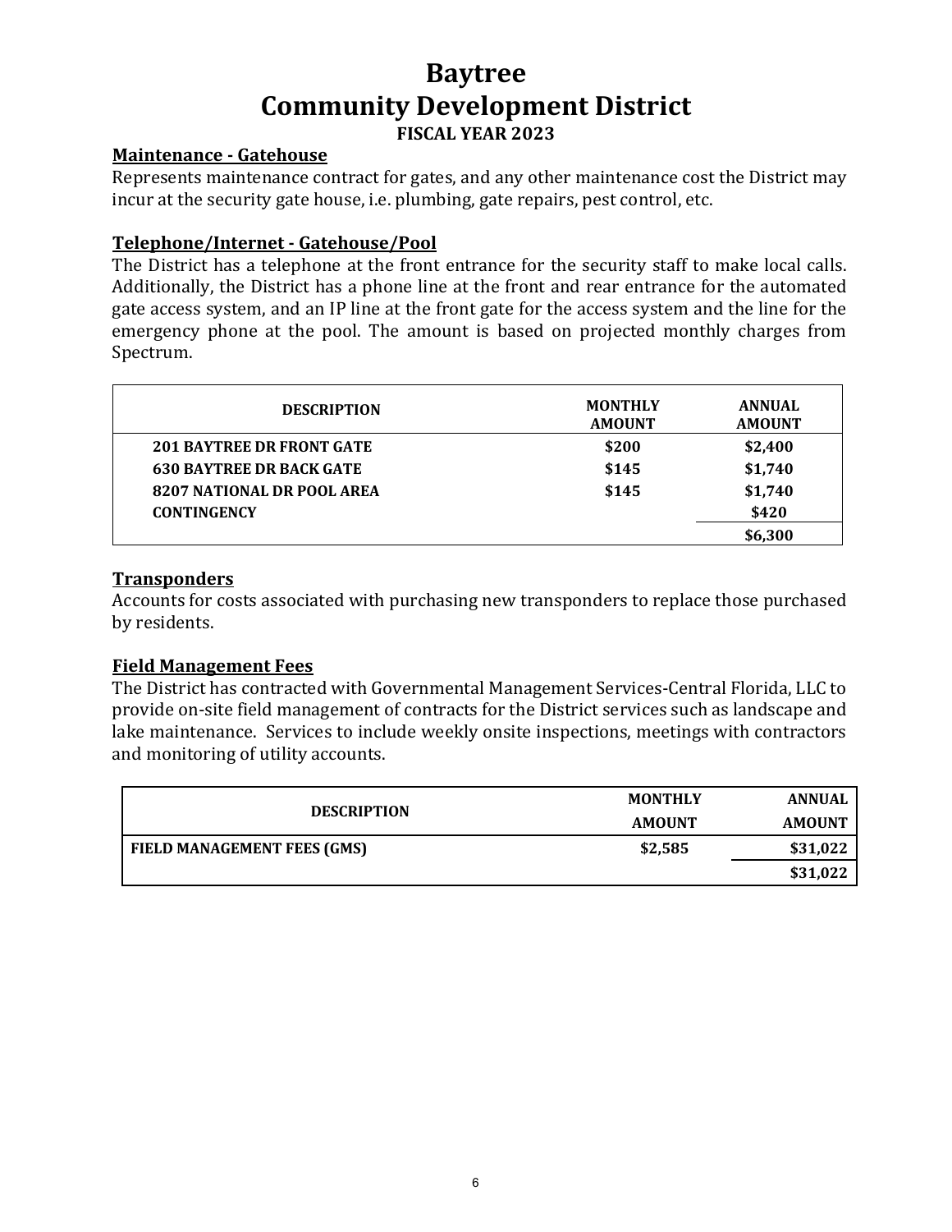# Baytree
# Community Development District
### FISCAL YEAR 2023

**Maintenance - Gatehouse**

Represents maintenance contract for gates, and any other maintenance cost the District may incur at the security gate house, i.e. plumbing, gate repairs, pest control, etc.

**Telephone/Internet - Gatehouse/Pool**

The District has a telephone at the front entrance for the security staff to make local calls. Additionally, the District has a phone line at the front and rear entrance for the automated gate access system, and an IP line at the front gate for the access system and the line for the emergency phone at the pool. The amount is based on projected monthly charges from Spectrum.

| DESCRIPTION | MONTHLY AMOUNT | ANNUAL AMOUNT |
|---|---|---|
| 201 BAYTREE DR FRONT GATE | $200 | $2,400 |
| 630 BAYTREE DR BACK GATE | $145 | $1,740 |
| 8207 NATIONAL DR POOL AREA | $145 | $1,740 |
| CONTINGENCY | | $420 |
| | | $6,300 |

**Transponders**

Accounts for costs associated with purchasing new transponders to replace those purchased by residents.

**Field Management Fees**

The District has contracted with Governmental Management Services-Central Florida, LLC to provide on-site field management of contracts for the District services such as landscape and lake maintenance. Services to include weekly onsite inspections, meetings with contractors and monitoring of utility accounts.

| DESCRIPTION | MONTHLY AMOUNT | ANNUAL AMOUNT |
|---|---|---|
| FIELD MANAGEMENT FEES (GMS) | $2,585 | $31,022 |
| | | $31,022 |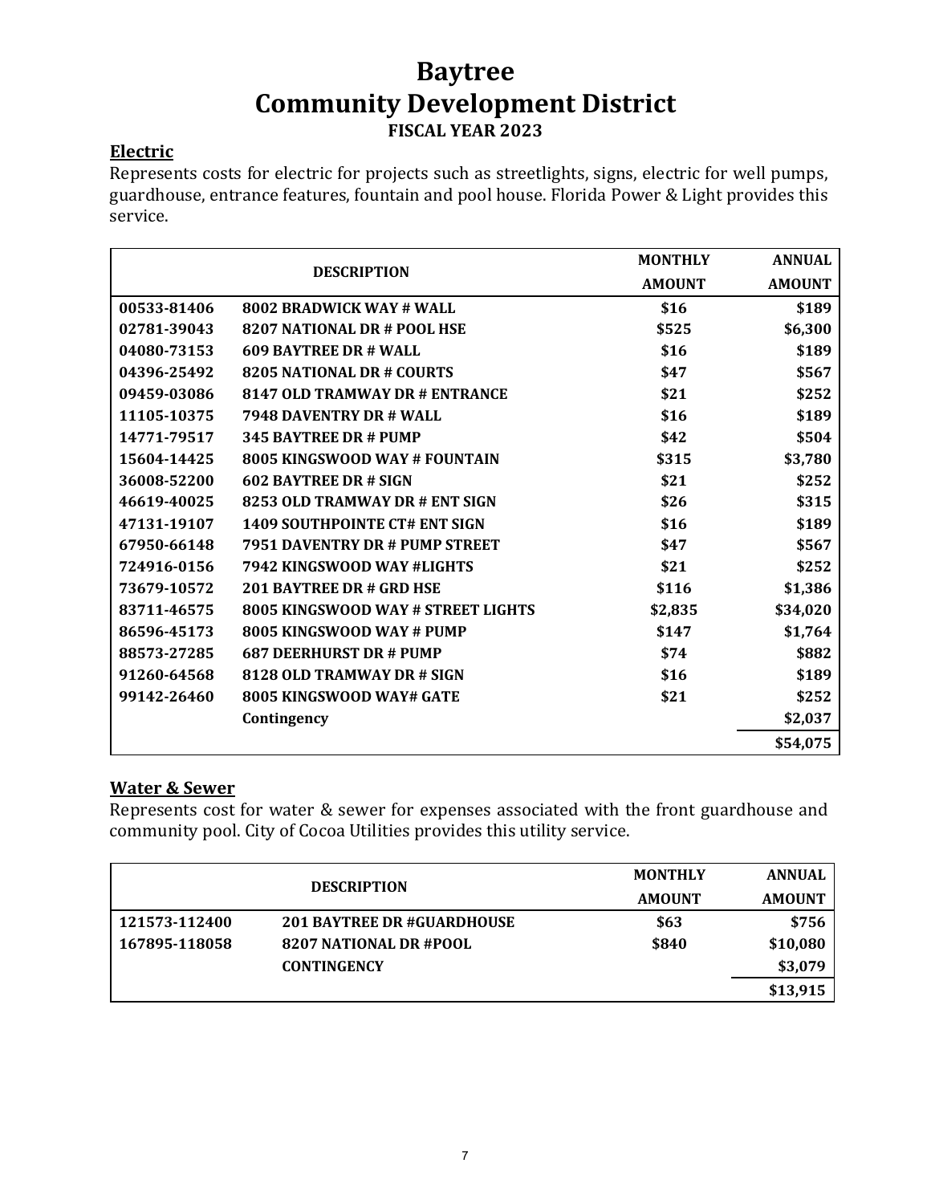# Baytree
# Community Development District
### FISCAL YEAR 2023

**Electric**

Represents costs for electric for projects such as streetlights, signs, electric for well pumps, guardhouse, entrance features, fountain and pool house. Florida Power & Light provides this service.

| DESCRIPTION | | MONTHLY AMOUNT | ANNUAL AMOUNT |
|---|---|---|---|
| 00533-81406 | 8002 BRADWICK WAY # WALL | $16 | $189 |
| 02781-39043 | 8207 NATIONAL DR # POOL HSE | $525 | $6,300 |
| 04080-73153 | 609 BAYTREE DR # WALL | $16 | $189 |
| 04396-25492 | 8205 NATIONAL DR # COURTS | $47 | $567 |
| 09459-03086 | 8147 OLD TRAMWAY DR # ENTRANCE | $21 | $252 |
| 11105-10375 | 7948 DAVENTRY DR # WALL | $16 | $189 |
| 14771-79517 | 345 BAYTREE DR # PUMP | $42 | $504 |
| 15604-14425 | 8005 KINGSWOOD WAY # FOUNTAIN | $315 | $3,780 |
| 36008-52200 | 602 BAYTREE DR # SIGN | $21 | $252 |
| 46619-40025 | 8253 OLD TRAMWAY DR # ENT SIGN | $26 | $315 |
| 47131-19107 | 1409 SOUTHPOINTE CT# ENT SIGN | $16 | $189 |
| 67950-66148 | 7951 DAVENTRY DR # PUMP STREET | $47 | $567 |
| 724916-0156 | 7942 KINGSWOOD WAY #LIGHTS | $21 | $252 |
| 73679-10572 | 201 BAYTREE DR # GRD HSE | $116 | $1,386 |
| 83711-46575 | 8005 KINGSWOOD WAY # STREET LIGHTS | $2,835 | $34,020 |
| 86596-45173 | 8005 KINGSWOOD WAY # PUMP | $147 | $1,764 |
| 88573-27285 | 687 DEERHURST DR # PUMP | $74 | $882 |
| 91260-64568 | 8128 OLD TRAMWAY DR # SIGN | $16 | $189 |
| 99142-26460 | 8005 KINGSWOOD WAY# GATE | $21 | $252 |
| | Contingency | | $2,037 |
| | | | $54,075 |

**Water & Sewer**

Represents cost for water & sewer for expenses associated with the front guardhouse and community pool. City of Cocoa Utilities provides this utility service.

| DESCRIPTION | | MONTHLY AMOUNT | ANNUAL AMOUNT |
|---|---|---|---|
| 121573-112400 | 201 BAYTREE DR #GUARDHOUSE | $63 | $756 |
| 167895-118058 | 8207 NATIONAL DR #POOL | $840 | $10,080 |
| | CONTINGENCY | | $3,079 |
| | | | $13,915 |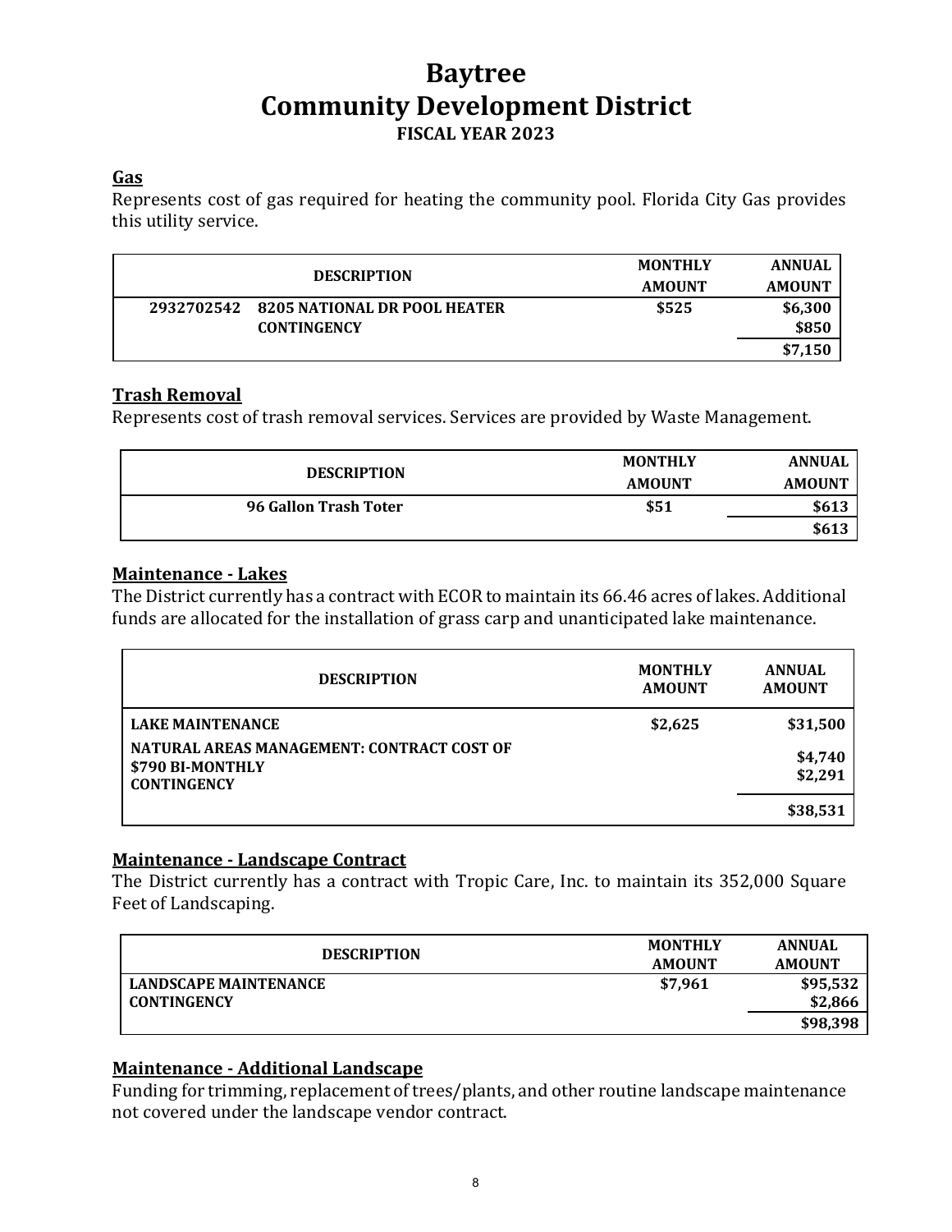# Baytree
# Community Development District
## FISCAL YEAR 2023

### Gas

Represents cost of gas required for heating the community pool. Florida City Gas provides this utility service.

| DESCRIPTION | | MONTHLY AMOUNT | ANNUAL AMOUNT |
|---|---|---|---|
| 2932702542 | 8205 NATIONAL DR POOL HEATER | $525 | $6,300 |
| | CONTINGENCY | | $850 |
| | | | $7,150 |

### Trash Removal

Represents cost of trash removal services. Services are provided by Waste Management.

| DESCRIPTION | MONTHLY AMOUNT | ANNUAL AMOUNT |
|---|---|---|
| 96 Gallon Trash Toter | $51 | $613 |
| | | $613 |

### Maintenance - Lakes

The District currently has a contract with ECOR to maintain its 66.46 acres of lakes. Additional funds are allocated for the installation of grass carp and unanticipated lake maintenance.

| DESCRIPTION | MONTHLY AMOUNT | ANNUAL AMOUNT |
|---|---|---|
| LAKE MAINTENANCE | $2,625 | $31,500 |
| NATURAL AREAS MANAGEMENT: CONTRACT COST OF $790 BI-MONTHLY | | $4,740 |
| CONTINGENCY | | $2,291 |
| | | $38,531 |

### Maintenance - Landscape Contract

The District currently has a contract with Tropic Care, Inc. to maintain its 352,000 Square Feet of Landscaping.

| DESCRIPTION | MONTHLY AMOUNT | ANNUAL AMOUNT |
|---|---|---|
| LANDSCAPE MAINTENANCE | $7,961 | $95,532 |
| CONTINGENCY | | $2,866 |
| | | $98,398 |

### Maintenance - Additional Landscape

Funding for trimming, replacement of trees/plants, and other routine landscape maintenance not covered under the landscape vendor contract.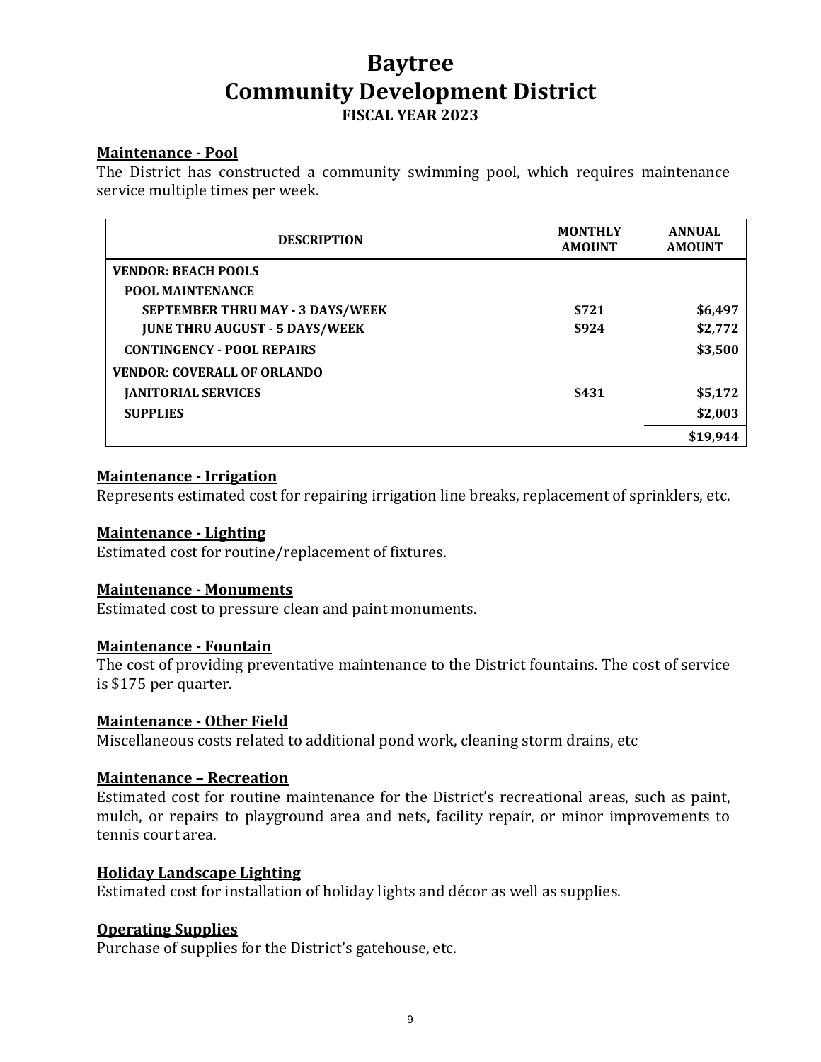# Baytree
# Community Development District
### FISCAL YEAR 2023

**Maintenance - Pool**

The District has constructed a community swimming pool, which requires maintenance service multiple times per week.

| DESCRIPTION | MONTHLY AMOUNT | ANNUAL AMOUNT |
|---|---|---|
| **VENDOR: BEACH POOLS** | | |
| **POOL MAINTENANCE** | | |
| **SEPTEMBER THRU MAY - 3 DAYS/WEEK** | **$721** | **$6,497** |
| **JUNE THRU AUGUST - 5 DAYS/WEEK** | **$924** | **$2,772** |
| **CONTINGENCY - POOL REPAIRS** | | **$3,500** |
| **VENDOR: COVERALL OF ORLANDO** | | |
| **JANITORIAL SERVICES** | **$431** | **$5,172** |
| **SUPPLIES** | | **$2,003** |
| | | **$19,944** |

**Maintenance - Irrigation**

Represents estimated cost for repairing irrigation line breaks, replacement of sprinklers, etc.

**Maintenance - Lighting**

Estimated cost for routine/replacement of fixtures.

**Maintenance - Monuments**

Estimated cost to pressure clean and paint monuments.

**Maintenance - Fountain**

The cost of providing preventative maintenance to the District fountains. The cost of service is $175 per quarter.

**Maintenance - Other Field**

Miscellaneous costs related to additional pond work, cleaning storm drains, etc

**Maintenance – Recreation**

Estimated cost for routine maintenance for the District's recreational areas, such as paint, mulch, or repairs to playground area and nets, facility repair, or minor improvements to tennis court area.

**Holiday Landscape Lighting**

Estimated cost for installation of holiday lights and décor as well as supplies.

**Operating Supplies**

Purchase of supplies for the District's gatehouse, etc.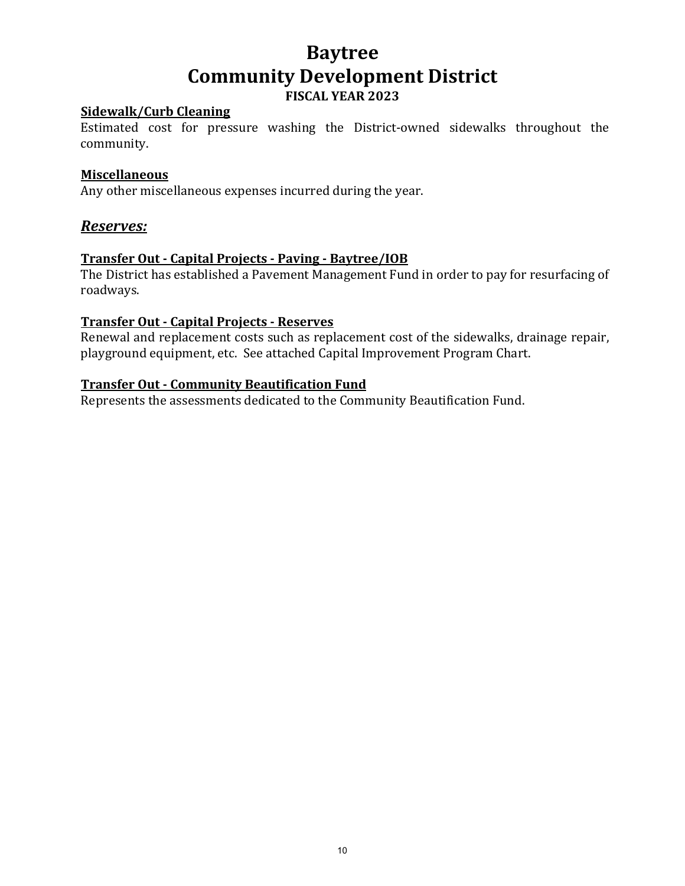# Baytree
# Community Development District
### FISCAL YEAR 2023

**Sidewalk/Curb Cleaning**
Estimated cost for pressure washing the District-owned sidewalks throughout the community.

**Miscellaneous**
Any other miscellaneous expenses incurred during the year.

## ***Reserves:***

**Transfer Out - Capital Projects - Paving - Baytree/IOB**
The District has established a Pavement Management Fund in order to pay for resurfacing of roadways.

**Transfer Out - Capital Projects - Reserves**
Renewal and replacement costs such as replacement cost of the sidewalks, drainage repair, playground equipment, etc. See attached Capital Improvement Program Chart.

**Transfer Out - Community Beautification Fund**
Represents the assessments dedicated to the Community Beautification Fund.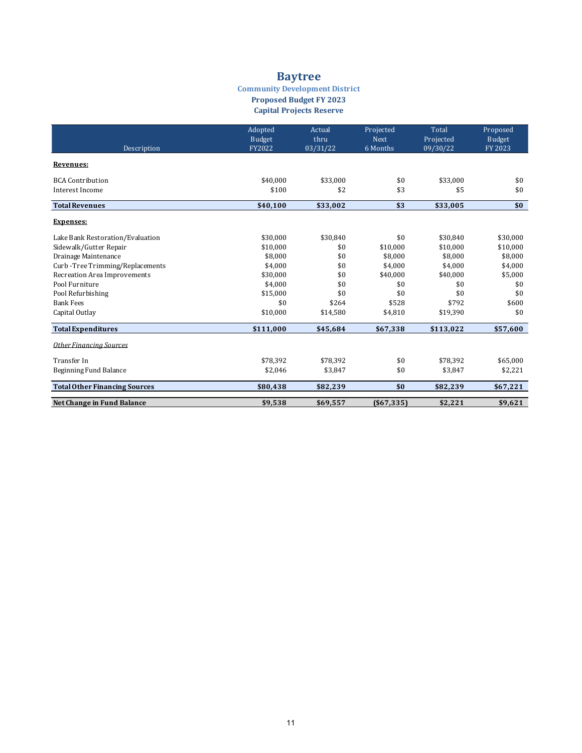# Baytree

### Community Development District

### Proposed Budget FY 2023

### Capital Projects Reserve

| Description | Adopted Budget FY2022 | Actual thru 03/31/22 | Projected Next 6 Months | Total Projected 09/30/22 | Proposed Budget FY 2023 |
|---|---|---|---|---|---|
| **Revenues:** | | | | | |
| BCA Contribution | $40,000 | $33,000 | $0 | $33,000 | $0 |
| Interest Income | $100 | $2 | $3 | $5 | $0 |
| **Total Revenues** | **$40,100** | **$33,002** | **$3** | **$33,005** | **$0** |
| **Expenses:** | | | | | |
| Lake Bank Restoration/Evaluation | $30,000 | $30,840 | $0 | $30,840 | $30,000 |
| Sidewalk/Gutter Repair | $10,000 | $0 | $10,000 | $10,000 | $10,000 |
| Drainage Maintenance | $8,000 | $0 | $8,000 | $8,000 | $8,000 |
| Curb -Tree Trimming/Replacements | $4,000 | $0 | $4,000 | $4,000 | $4,000 |
| Recreation Area Improvements | $30,000 | $0 | $40,000 | $40,000 | $5,000 |
| Pool Furniture | $4,000 | $0 | $0 | $0 | $0 |
| Pool Refurbishing | $15,000 | $0 | $0 | $0 | $0 |
| Bank Fees | $0 | $264 | $528 | $792 | $600 |
| Capital Outlay | $10,000 | $14,580 | $4,810 | $19,390 | $0 |
| **Total Expenditures** | **$111,000** | **$45,684** | **$67,338** | **$113,022** | **$57,600** |
| *Other Financing Sources* | | | | | |
| Transfer In | $78,392 | $78,392 | $0 | $78,392 | $65,000 |
| Beginning Fund Balance | $2,046 | $3,847 | $0 | $3,847 | $2,221 |
| **Total Other Financing Sources** | **$80,438** | **$82,239** | **$0** | **$82,239** | **$67,221** |
| **Net Change in Fund Balance** | **$9,538** | **$69,557** | **($67,335)** | **$2,221** | **$9,621** |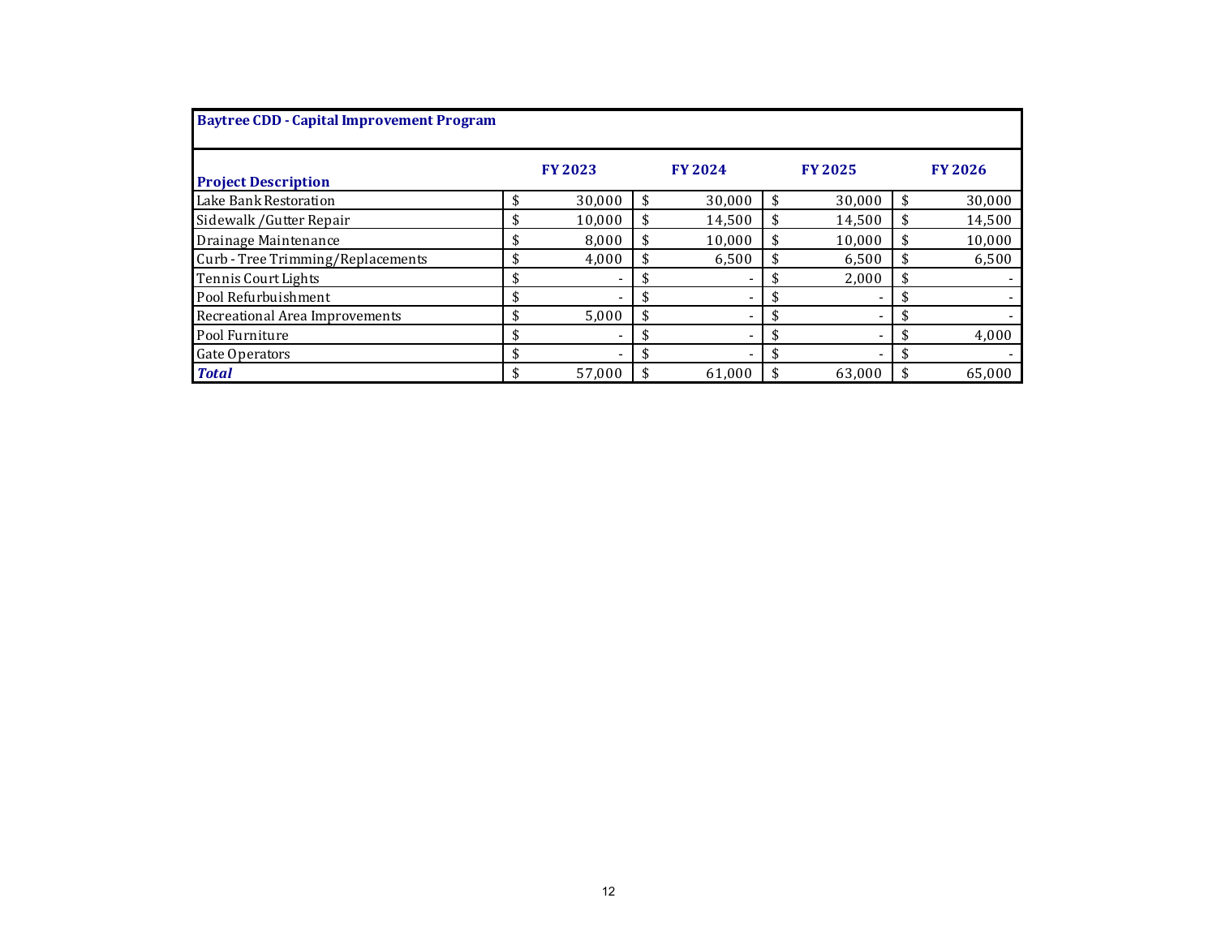**Baytree CDD - Capital Improvement Program**

| Project Description | FY 2023 | FY 2024 | FY 2025 | FY 2026 |
|---|---|---|---|---|
| Lake Bank Restoration | $ 30,000 | $ 30,000 | $ 30,000 | $ 30,000 |
| Sidewalk /Gutter Repair | $ 10,000 | $ 14,500 | $ 14,500 | $ 14,500 |
| Drainage Maintenance | $ 8,000 | $ 10,000 | $ 10,000 | $ 10,000 |
| Curb - Tree Trimming/Replacements | $ 4,000 | $ 6,500 | $ 6,500 | $ 6,500 |
| Tennis Court Lights | $ - | $ - | $ 2,000 | $ - |
| Pool Refurbuishment | $ - | $ - | $ - | $ - |
| Recreational Area Improvements | $ 5,000 | $ - | $ - | $ - |
| Pool Furniture | $ - | $ - | $ - | $ 4,000 |
| Gate Operators | $ - | $ - | $ - | $ - |
| ***Total*** | $ 57,000 | $ 61,000 | $ 63,000 | $ 65,000 |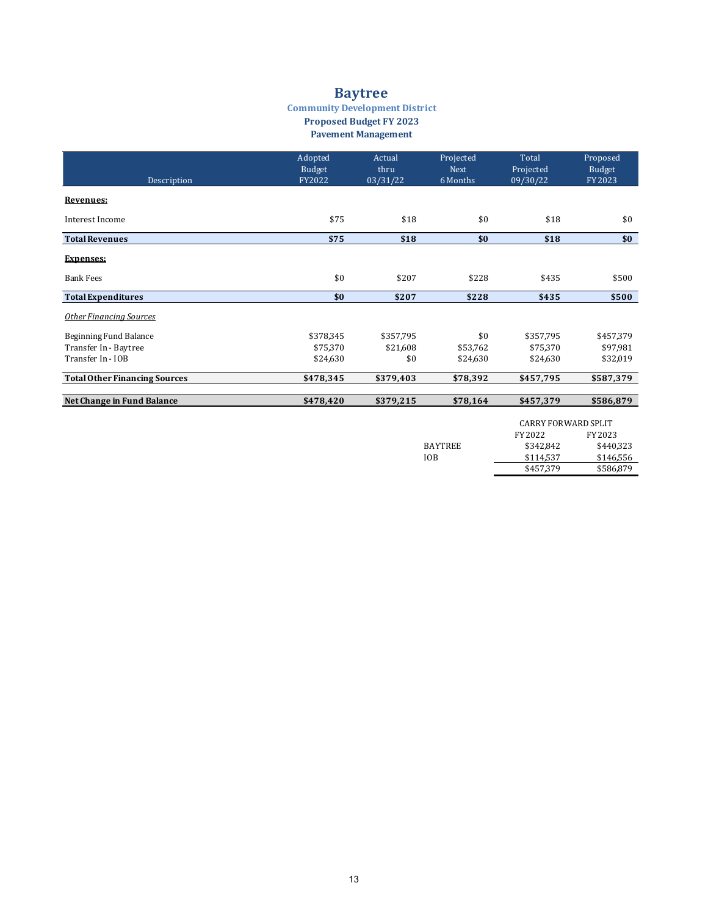# Baytree

## Community Development District

### Proposed Budget FY 2023

### Pavement Management

| Description | Adopted Budget FY2022 | Actual thru 03/31/22 | Projected Next 6 Months | Total Projected 09/30/22 | Proposed Budget FY 2023 |
|---|---|---|---|---|---|
| **Revenues:** | | | | | |
| Interest Income | $75 | $18 | $0 | $18 | $0 |
| **Total Revenues** | **$75** | **$18** | **$0** | **$18** | **$0** |
| **Expenses:** | | | | | |
| Bank Fees | $0 | $207 | $228 | $435 | $500 |
| **Total Expenditures** | **$0** | **$207** | **$228** | **$435** | **$500** |
| *Other Financing Sources* | | | | | |
| Beginning Fund Balance | $378,345 | $357,795 | $0 | $357,795 | $457,379 |
| Transfer In - Baytree | $75,370 | $21,608 | $53,762 | $75,370 | $97,981 |
| Transfer In - IOB | $24,630 | $0 | $24,630 | $24,630 | $32,019 |
| **Total Other Financing Sources** | **$478,345** | **$379,403** | **$78,392** | **$457,795** | **$587,379** |
| **Net Change in Fund Balance** | **$478,420** | **$379,215** | **$78,164** | **$457,379** | **$586,879** |

| CARRY FORWARD SPLIT | FY 2022 | FY 2023 |
|---|---|---|
| BAYTREE | $342,842 | $440,323 |
| IOB | $114,537 | $146,556 |
| | $457,379 | $586,879 |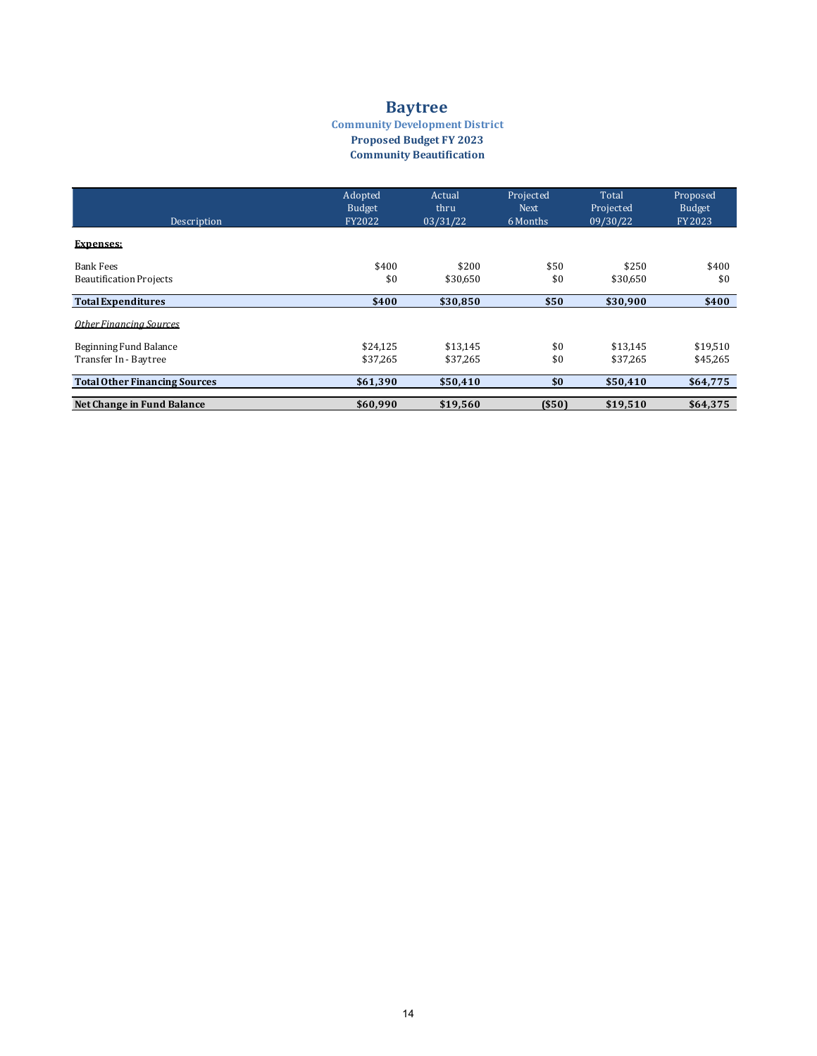# Baytree

### Community Development District

### Proposed Budget FY 2023

### Community Beautification

| Description | Adopted Budget FY2022 | Actual thru 03/31/22 | Projected Next 6 Months | Total Projected 09/30/22 | Proposed Budget FY 2023 |
|---|---|---|---|---|---|
| **Expenses:** | | | | | |
| Bank Fees | $400 | $200 | $50 | $250 | $400 |
| Beautification Projects | $0 | $30,650 | $0 | $30,650 | $0 |
| **Total Expenditures** | **$400** | **$30,850** | **$50** | **$30,900** | **$400** |
| *Other Financing Sources* | | | | | |
| Beginning Fund Balance | $24,125 | $13,145 | $0 | $13,145 | $19,510 |
| Transfer In - Baytree | $37,265 | $37,265 | $0 | $37,265 | $45,265 |
| **Total Other Financing Sources** | **$61,390** | **$50,410** | **$0** | **$50,410** | **$64,775** |
| **Net Change in Fund Balance** | **$60,990** | **$19,560** | **($50)** | **$19,510** | **$64,375** |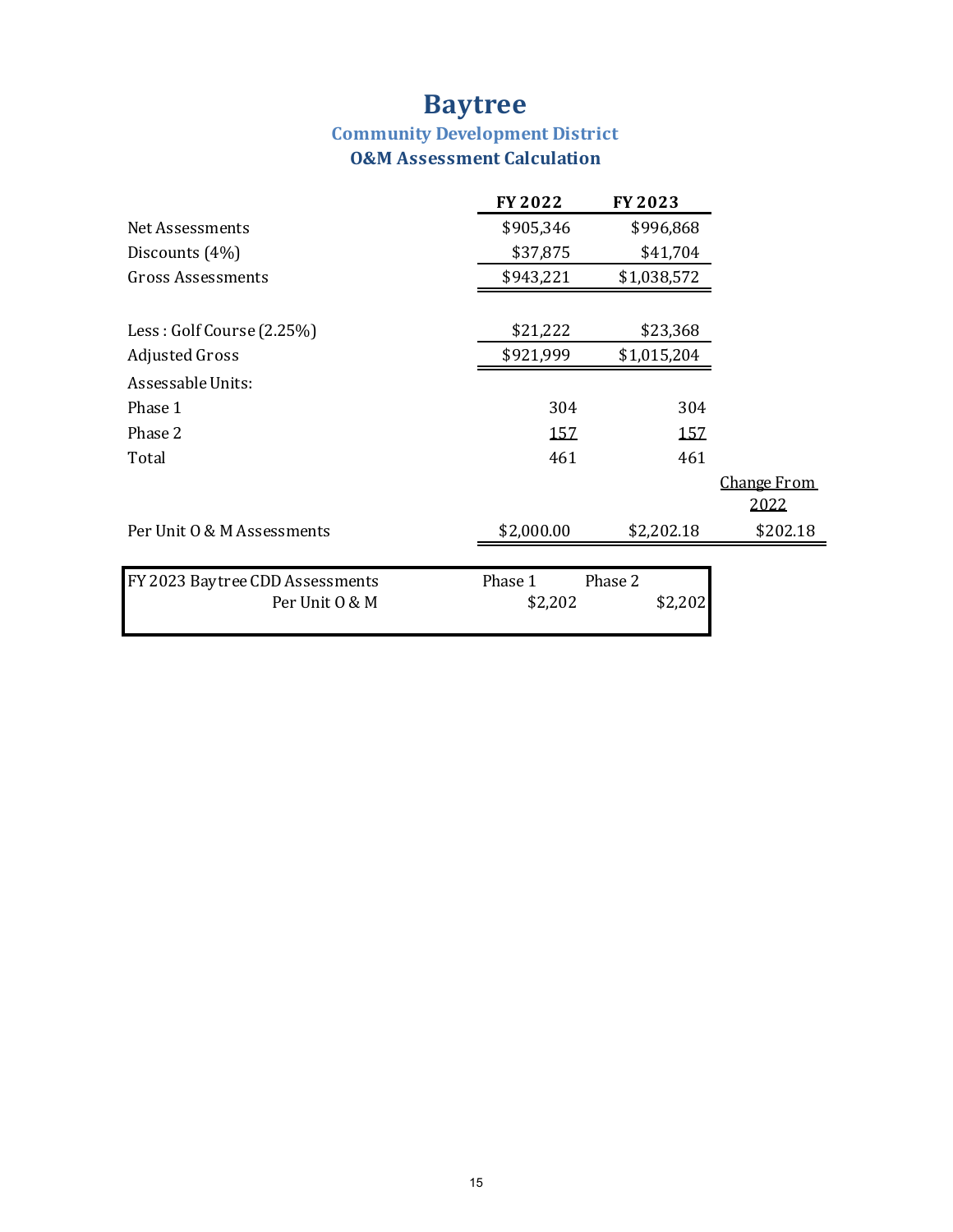# Baytree

## Community Development District

### O&M Assessment Calculation

| | FY 2022 | FY 2023 | |
|---|---|---|---|
| Net Assessments | $905,346 | $996,868 | |
| Discounts (4%) | $37,875 | $41,704 | |
| Gross Assessments | $943,221 | $1,038,572 | |
| | | | |
| Less : Golf Course (2.25%) | $21,222 | $23,368 | |
| Adjusted Gross | $921,999 | $1,015,204 | |
| Assessable Units: | | | |
| Phase 1 | 304 | 304 | |
| Phase 2 | 157 | 157 | |
| Total | 461 | 461 | |
| | | | Change From 2022 |
| Per Unit O & M Assessments | $2,000.00 | $2,202.18 | $202.18 |

| FY 2023 Baytree CDD Assessments | Phase 1 | Phase 2 |
|---|---|---|
| Per Unit O & M | $2,202 | $2,202 |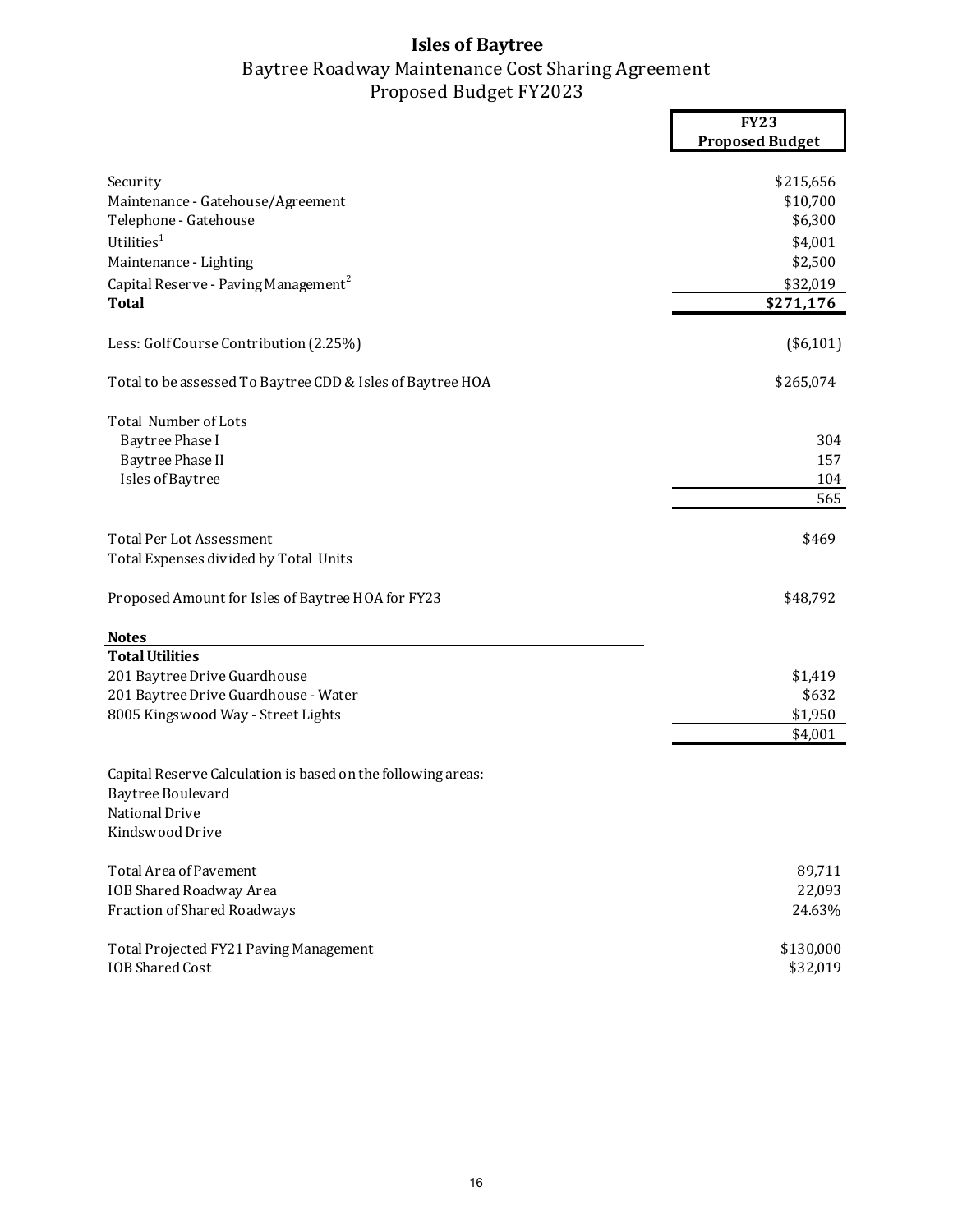# Isles of Baytree

## Baytree Roadway Maintenance Cost Sharing Agreement
## Proposed Budget FY2023

| | FY23 Proposed Budget |
|---|---|
| Security | $215,656 |
| Maintenance - Gatehouse/Agreement | $10,700 |
| Telephone - Gatehouse | $6,300 |
| Utilities[1] | $4,001 |
| Maintenance - Lighting | $2,500 |
| Capital Reserve - Paving Management[2] | $32,019 |
| **Total** | **$271,176** |
| Less: Golf Course Contribution (2.25%) | ($6,101) |
| Total to be assessed To Baytree CDD & Isles of Baytree HOA | $265,074 |
| Total Number of Lots | |
| Baytree Phase I | 304 |
| Baytree Phase II | 157 |
| Isles of Baytree | 104 |
| | 565 |
| Total Per Lot Assessment | $469 |
| Total Expenses divided by Total Units | |
| Proposed Amount for Isles of Baytree HOA for FY23 | $48,792 |

**Notes**

| **Total Utilities** | |
|---|---|
| 201 Baytree Drive Guardhouse | $1,419 |
| 201 Baytree Drive Guardhouse - Water | $632 |
| 8005 Kingswood Way - Street Lights | $1,950 |
| | $4,001 |

Capital Reserve Calculation is based on the following areas:
Baytree Boulevard
National Drive
Kindswood Drive

| | |
|---|---|
| Total Area of Pavement | 89,711 |
| IOB Shared Roadway Area | 22,093 |
| Fraction of Shared Roadways | 24.63% |
| Total Projected FY21 Paving Management | $130,000 |
| IOB Shared Cost | $32,019 |